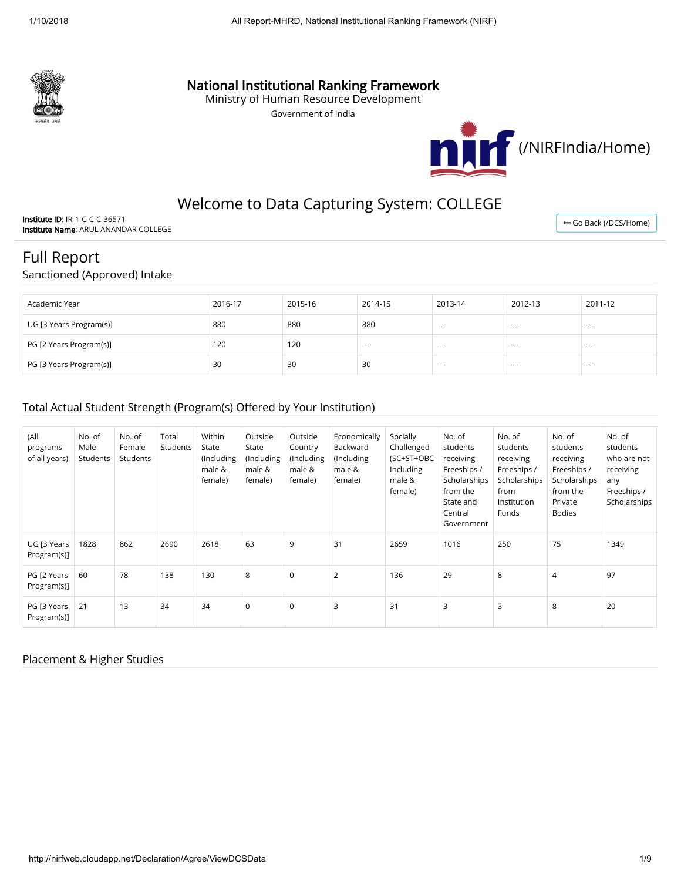# National Institutional Ranking Framework

Ministry of Human Resource Development

Government of India

(/NIRFIndia/Home)

## Welcome to Data Capturing System: COLLEGE

**Institute ID**: IR-1-C-C-C-36571
**Institute Name**: ARUL ANANDAR COLLEGE

Go Back (/DCS/Home)

## Full Report

### Sanctioned (Approved) Intake

| Academic Year | 2016-17 | 2015-16 | 2014-15 | 2013-14 | 2012-13 | 2011-12 |
|---|---|---|---|---|---|---|
| UG [3 Years Program(s)] | 880 | 880 | 880 | --- | --- | --- |
| PG [2 Years Program(s)] | 120 | 120 | --- | --- | --- | --- |
| PG [3 Years Program(s)] | 30 | 30 | 30 | --- | --- | --- |

### Total Actual Student Strength (Program(s) Offered by Your Institution)

| (All programs of all years) | No. of Male Students | No. of Female Students | Total Students | Within State (Including male & female) | Outside State (Including male & female) | Outside Country (Including male & female) | Economically Backward (Including male & female) | Socially Challenged (SC+ST+OBC Including male & female) | No. of students receiving Freeships / Scholarships from the State and Central Government | No. of students receiving Freeships / Scholarships from Institution Funds | No. of students receiving Freeships / Scholarships from the Private Bodies | No. of students who are not receiving any Freeships / Scholarships |
|---|---|---|---|---|---|---|---|---|---|---|---|---|
| UG [3 Years Program(s)] | 1828 | 862 | 2690 | 2618 | 63 | 9 | 31 | 2659 | 1016 | 250 | 75 | 1349 |
| PG [2 Years Program(s)] | 60 | 78 | 138 | 130 | 8 | 0 | 2 | 136 | 29 | 8 | 4 | 97 |
| PG [3 Years Program(s)] | 21 | 13 | 34 | 34 | 0 | 0 | 3 | 31 | 3 | 3 | 8 | 20 |

### Placement & Higher Studies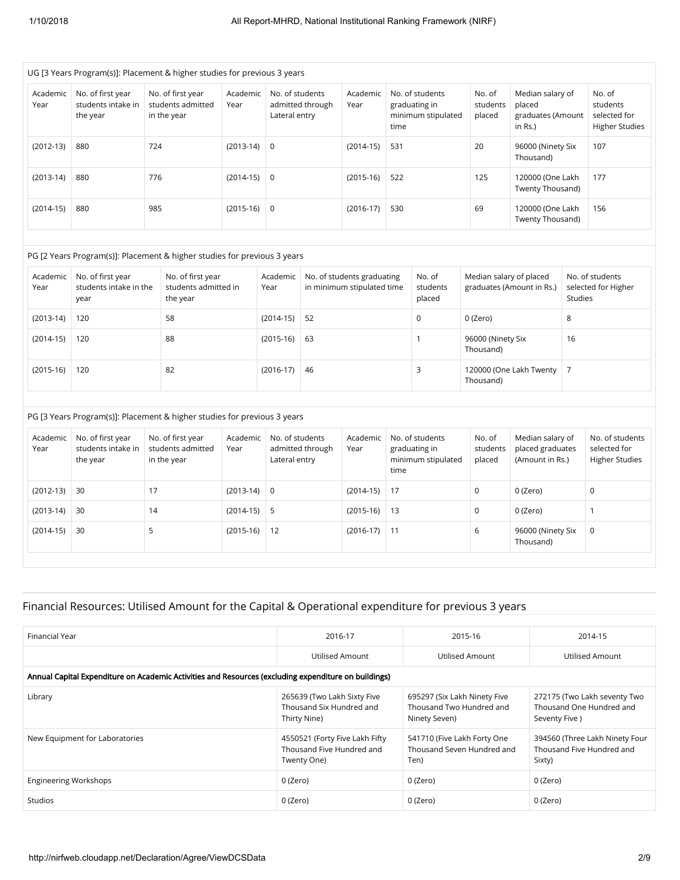UG [3 Years Program(s)]: Placement & higher studies for previous 3 years

| Academic Year | No. of first year students intake in the year | No. of first year students admitted in the year | Academic Year | No. of students admitted through Lateral entry | Academic Year | No. of students graduating in minimum stipulated time | No. of students placed | Median salary of placed graduates (Amount in Rs.) | No. of students selected for Higher Studies |
|---|---|---|---|---|---|---|---|---|---|
| (2012-13) | 880 | 724 | (2013-14) | 0 | (2014-15) | 531 | 20 | 96000 (Ninety Six Thousand) | 107 |
| (2013-14) | 880 | 776 | (2014-15) | 0 | (2015-16) | 522 | 125 | 120000 (One Lakh Twenty Thousand) | 177 |
| (2014-15) | 880 | 985 | (2015-16) | 0 | (2016-17) | 530 | 69 | 120000 (One Lakh Twenty Thousand) | 156 |

PG [2 Years Program(s)]: Placement & higher studies for previous 3 years

| Academic Year | No. of first year students intake in the year | No. of first year students admitted in the year | Academic Year | No. of students graduating in minimum stipulated time | No. of students placed | Median salary of placed graduates (Amount in Rs.) | No. of students selected for Higher Studies |
|---|---|---|---|---|---|---|---|
| (2013-14) | 120 | 58 | (2014-15) | 52 | 0 | 0 (Zero) | 8 |
| (2014-15) | 120 | 88 | (2015-16) | 63 | 1 | 96000 (Ninety Six Thousand) | 16 |
| (2015-16) | 120 | 82 | (2016-17) | 46 | 3 | 120000 (One Lakh Twenty Thousand) | 7 |

PG [3 Years Program(s)]: Placement & higher studies for previous 3 years

| Academic Year | No. of first year students intake in the year | No. of first year students admitted in the year | Academic Year | No. of students admitted through Lateral entry | Academic Year | No. of students graduating in minimum stipulated time | No. of students placed | Median salary of placed graduates (Amount in Rs.) | No. of students selected for Higher Studies |
|---|---|---|---|---|---|---|---|---|---|
| (2012-13) | 30 | 17 | (2013-14) | 0 | (2014-15) | 17 | 0 | 0 (Zero) | 0 |
| (2013-14) | 30 | 14 | (2014-15) | 5 | (2015-16) | 13 | 0 | 0 (Zero) | 1 |
| (2014-15) | 30 | 5 | (2015-16) | 12 | (2016-17) | 11 | 6 | 96000 (Ninety Six Thousand) | 0 |

## Financial Resources: Utilised Amount for the Capital & Operational expenditure for previous 3 years

| Financial Year | 2016-17 | 2015-16 | 2014-15 |
|---|---|---|---|
| | Utilised Amount | Utilised Amount | Utilised Amount |
| **Annual Capital Expenditure on Academic Activities and Resources (excluding expenditure on buildings)** | | | |
| Library | 265639 (Two Lakh Sixty Five Thousand Six Hundred and Thirty Nine) | 695297 (Six Lakh Ninety Five Thousand Two Hundred and Ninety Seven) | 272175 (Two Lakh seventy Two Thousand One Hundred and Seventy Five ) |
| New Equipment for Laboratories | 4550521 (Forty Five Lakh Fifty Thousand Five Hundred and Twenty One) | 541710 (Five Lakh Forty One Thousand Seven Hundred and Ten) | 394560 (Three Lakh Ninety Four Thousand Five Hundred and Sixty) |
| Engineering Workshops | 0 (Zero) | 0 (Zero) | 0 (Zero) |
| Studios | 0 (Zero) | 0 (Zero) | 0 (Zero) |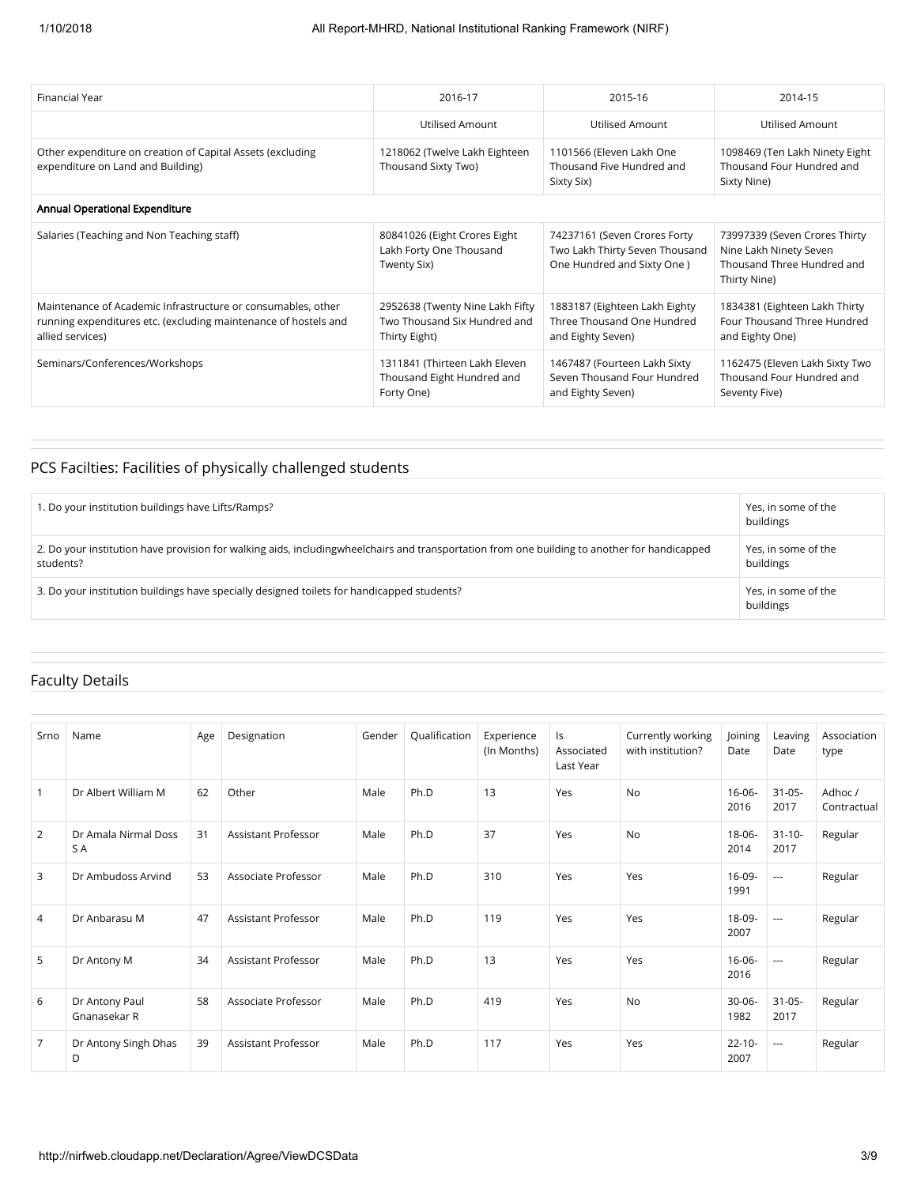| Financial Year | 2016-17 | 2015-16 | 2014-15 |
|---|---|---|---|
| | Utilised Amount | Utilised Amount | Utilised Amount |
| Other expenditure on creation of Capital Assets (excluding expenditure on Land and Building) | 1218062 (Twelve Lakh Eighteen Thousand Sixty Two) | 1101566 (Eleven Lakh One Thousand Five Hundred and Sixty Six) | 1098469 (Ten Lakh Ninety Eight Thousand Four Hundred and Sixty Nine) |
| **Annual Operational Expenditure** | | | |
| Salaries (Teaching and Non Teaching staff) | 80841026 (Eight Crores Eight Lakh Forty One Thousand Twenty Six) | 74237161 (Seven Crores Forty Two Lakh Thirty Seven Thousand One Hundred and Sixty One ) | 73997339 (Seven Crores Thirty Nine Lakh Ninety Seven Thousand Three Hundred and Thirty Nine) |
| Maintenance of Academic Infrastructure or consumables, other running expenditures etc. (excluding maintenance of hostels and allied services) | 2952638 (Twenty Nine Lakh Fifty Two Thousand Six Hundred and Thirty Eight) | 1883187 (Eighteen Lakh Eighty Three Thousand One Hundred and Eighty Seven) | 1834381 (Eighteen Lakh Thirty Four Thousand Three Hundred and Eighty One) |
| Seminars/Conferences/Workshops | 1311841 (Thirteen Lakh Eleven Thousand Eight Hundred and Forty One) | 1467487 (Fourteen Lakh Sixty Seven Thousand Four Hundred and Eighty Seven) | 1162475 (Eleven Lakh Sixty Two Thousand Four Hundred and Seventy Five) |

## PCS Facilties: Facilities of physically challenged students

| | |
|---|---|
| 1. Do your institution buildings have Lifts/Ramps? | Yes, in some of the buildings |
| 2. Do your institution have provision for walking aids, includingwheelchairs and transportation from one building to another for handicapped students? | Yes, in some of the buildings |
| 3. Do your institution buildings have specially designed toilets for handicapped students? | Yes, in some of the buildings |

## Faculty Details

| Srno | Name | Age | Designation | Gender | Qualification | Experience (In Months) | Is Associated Last Year | Currently working with institution? | Joining Date | Leaving Date | Association type |
|---|---|---|---|---|---|---|---|---|---|---|---|
| 1 | Dr Albert William M | 62 | Other | Male | Ph.D | 13 | Yes | No | 16-06-2016 | 31-05-2017 | Adhoc / Contractual |
| 2 | Dr Amala Nirmal Doss S A | 31 | Assistant Professor | Male | Ph.D | 37 | Yes | No | 18-06-2014 | 31-10-2017 | Regular |
| 3 | Dr Ambudoss Arvind | 53 | Associate Professor | Male | Ph.D | 310 | Yes | Yes | 16-09-1991 | --- | Regular |
| 4 | Dr Anbarasu M | 47 | Assistant Professor | Male | Ph.D | 119 | Yes | Yes | 18-09-2007 | --- | Regular |
| 5 | Dr Antony M | 34 | Assistant Professor | Male | Ph.D | 13 | Yes | Yes | 16-06-2016 | --- | Regular |
| 6 | Dr Antony Paul Gnanasekar R | 58 | Associate Professor | Male | Ph.D | 419 | Yes | No | 30-06-1982 | 31-05-2017 | Regular |
| 7 | Dr Antony Singh Dhas D | 39 | Assistant Professor | Male | Ph.D | 117 | Yes | Yes | 22-10-2007 | --- | Regular |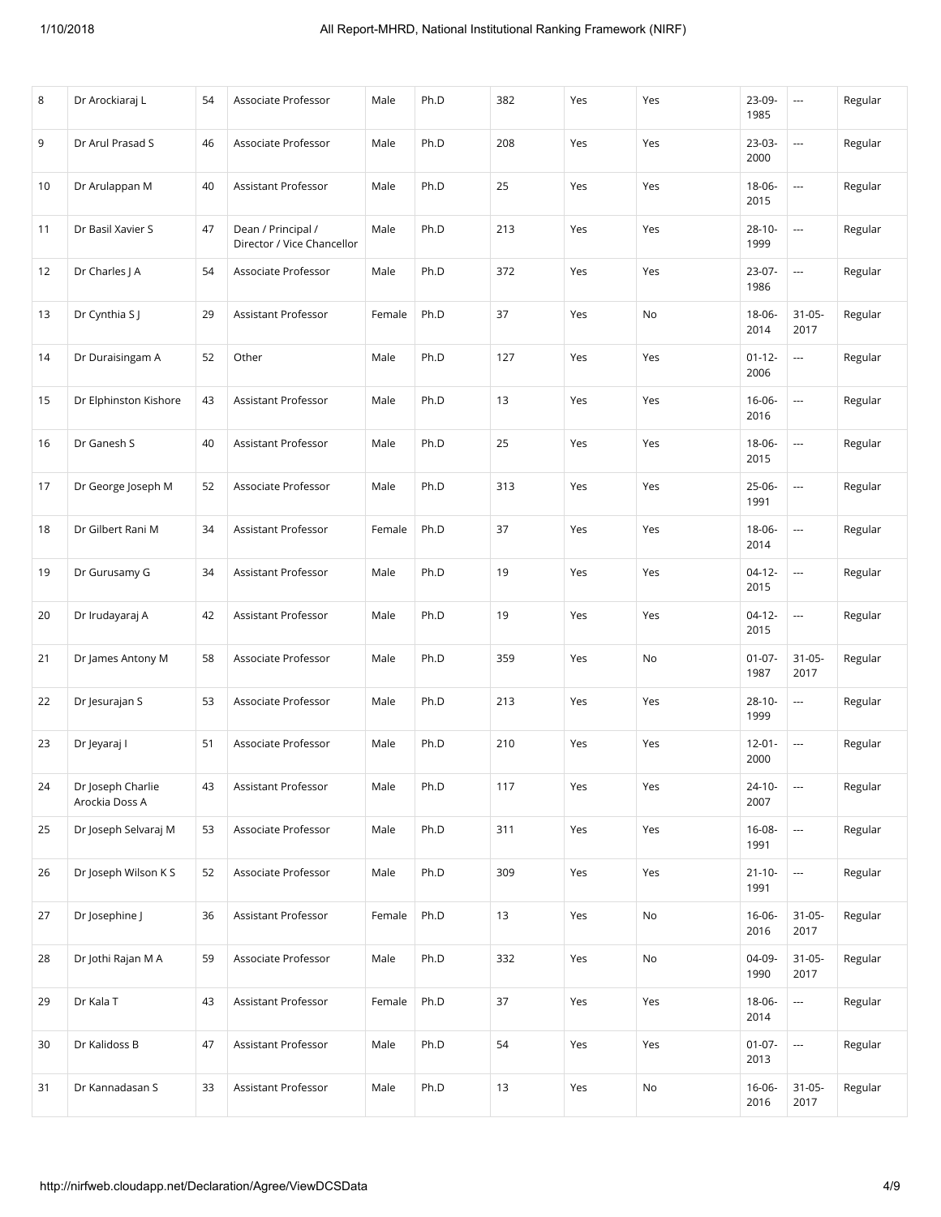| 8 | Dr Arockiaraj L | 54 | Associate Professor | Male | Ph.D | 382 | Yes | Yes | 23-09-1985 | --- | Regular |
|---|---|---|---|---|---|---|---|---|---|---|---|
| 9 | Dr Arul Prasad S | 46 | Associate Professor | Male | Ph.D | 208 | Yes | Yes | 23-03-2000 | --- | Regular |
| 10 | Dr Arulappan M | 40 | Assistant Professor | Male | Ph.D | 25 | Yes | Yes | 18-06-2015 | --- | Regular |
| 11 | Dr Basil Xavier S | 47 | Dean / Principal / Director / Vice Chancellor | Male | Ph.D | 213 | Yes | Yes | 28-10-1999 | --- | Regular |
| 12 | Dr Charles J A | 54 | Associate Professor | Male | Ph.D | 372 | Yes | Yes | 23-07-1986 | --- | Regular |
| 13 | Dr Cynthia S J | 29 | Assistant Professor | Female | Ph.D | 37 | Yes | No | 18-06-2014 | 31-05-2017 | Regular |
| 14 | Dr Duraisingam A | 52 | Other | Male | Ph.D | 127 | Yes | Yes | 01-12-2006 | --- | Regular |
| 15 | Dr Elphinston Kishore | 43 | Assistant Professor | Male | Ph.D | 13 | Yes | Yes | 16-06-2016 | --- | Regular |
| 16 | Dr Ganesh S | 40 | Assistant Professor | Male | Ph.D | 25 | Yes | Yes | 18-06-2015 | --- | Regular |
| 17 | Dr George Joseph M | 52 | Associate Professor | Male | Ph.D | 313 | Yes | Yes | 25-06-1991 | --- | Regular |
| 18 | Dr Gilbert Rani M | 34 | Assistant Professor | Female | Ph.D | 37 | Yes | Yes | 18-06-2014 | --- | Regular |
| 19 | Dr Gurusamy G | 34 | Assistant Professor | Male | Ph.D | 19 | Yes | Yes | 04-12-2015 | --- | Regular |
| 20 | Dr Irudayaraj A | 42 | Assistant Professor | Male | Ph.D | 19 | Yes | Yes | 04-12-2015 | --- | Regular |
| 21 | Dr James Antony M | 58 | Associate Professor | Male | Ph.D | 359 | Yes | No | 01-07-1987 | 31-05-2017 | Regular |
| 22 | Dr Jesurajan S | 53 | Associate Professor | Male | Ph.D | 213 | Yes | Yes | 28-10-1999 | --- | Regular |
| 23 | Dr Jeyaraj I | 51 | Associate Professor | Male | Ph.D | 210 | Yes | Yes | 12-01-2000 | --- | Regular |
| 24 | Dr Joseph Charlie Arockia Doss A | 43 | Assistant Professor | Male | Ph.D | 117 | Yes | Yes | 24-10-2007 | --- | Regular |
| 25 | Dr Joseph Selvaraj M | 53 | Associate Professor | Male | Ph.D | 311 | Yes | Yes | 16-08-1991 | --- | Regular |
| 26 | Dr Joseph Wilson K S | 52 | Associate Professor | Male | Ph.D | 309 | Yes | Yes | 21-10-1991 | --- | Regular |
| 27 | Dr Josephine J | 36 | Assistant Professor | Female | Ph.D | 13 | Yes | No | 16-06-2016 | 31-05-2017 | Regular |
| 28 | Dr Jothi Rajan M A | 59 | Associate Professor | Male | Ph.D | 332 | Yes | No | 04-09-1990 | 31-05-2017 | Regular |
| 29 | Dr Kala T | 43 | Assistant Professor | Female | Ph.D | 37 | Yes | Yes | 18-06-2014 | --- | Regular |
| 30 | Dr Kalidoss B | 47 | Assistant Professor | Male | Ph.D | 54 | Yes | Yes | 01-07-2013 | --- | Regular |
| 31 | Dr Kannadasan S | 33 | Assistant Professor | Male | Ph.D | 13 | Yes | No | 16-06-2016 | 31-05-2017 | Regular |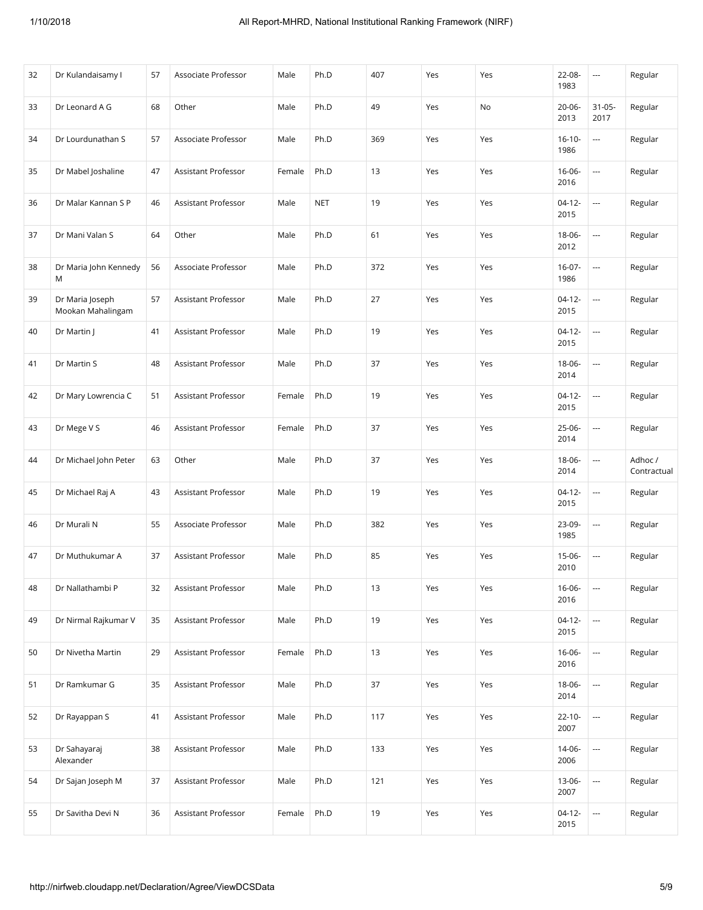| 32 | Dr Kulandaisamy I | 57 | Associate Professor | Male | Ph.D | 407 | Yes | Yes | 22-08-1983 | --- | Regular |
|---|---|---|---|---|---|---|---|---|---|---|---|
| 33 | Dr Leonard A G | 68 | Other | Male | Ph.D | 49 | Yes | No | 20-06-2013 | 31-05-2017 | Regular |
| 34 | Dr Lourdunathan S | 57 | Associate Professor | Male | Ph.D | 369 | Yes | Yes | 16-10-1986 | --- | Regular |
| 35 | Dr Mabel Joshaline | 47 | Assistant Professor | Female | Ph.D | 13 | Yes | Yes | 16-06-2016 | --- | Regular |
| 36 | Dr Malar Kannan S P | 46 | Assistant Professor | Male | NET | 19 | Yes | Yes | 04-12-2015 | --- | Regular |
| 37 | Dr Mani Valan S | 64 | Other | Male | Ph.D | 61 | Yes | Yes | 18-06-2012 | --- | Regular |
| 38 | Dr Maria John Kennedy M | 56 | Associate Professor | Male | Ph.D | 372 | Yes | Yes | 16-07-1986 | --- | Regular |
| 39 | Dr Maria Joseph Mookan Mahalingam | 57 | Assistant Professor | Male | Ph.D | 27 | Yes | Yes | 04-12-2015 | --- | Regular |
| 40 | Dr Martin J | 41 | Assistant Professor | Male | Ph.D | 19 | Yes | Yes | 04-12-2015 | --- | Regular |
| 41 | Dr Martin S | 48 | Assistant Professor | Male | Ph.D | 37 | Yes | Yes | 18-06-2014 | --- | Regular |
| 42 | Dr Mary Lowrencia C | 51 | Assistant Professor | Female | Ph.D | 19 | Yes | Yes | 04-12-2015 | --- | Regular |
| 43 | Dr Mege V S | 46 | Assistant Professor | Female | Ph.D | 37 | Yes | Yes | 25-06-2014 | --- | Regular |
| 44 | Dr Michael John Peter | 63 | Other | Male | Ph.D | 37 | Yes | Yes | 18-06-2014 | --- | Adhoc / Contractual |
| 45 | Dr Michael Raj A | 43 | Assistant Professor | Male | Ph.D | 19 | Yes | Yes | 04-12-2015 | --- | Regular |
| 46 | Dr Murali N | 55 | Associate Professor | Male | Ph.D | 382 | Yes | Yes | 23-09-1985 | --- | Regular |
| 47 | Dr Muthukumar A | 37 | Assistant Professor | Male | Ph.D | 85 | Yes | Yes | 15-06-2010 | --- | Regular |
| 48 | Dr Nallathambi P | 32 | Assistant Professor | Male | Ph.D | 13 | Yes | Yes | 16-06-2016 | --- | Regular |
| 49 | Dr Nirmal Rajkumar V | 35 | Assistant Professor | Male | Ph.D | 19 | Yes | Yes | 04-12-2015 | --- | Regular |
| 50 | Dr Nivetha Martin | 29 | Assistant Professor | Female | Ph.D | 13 | Yes | Yes | 16-06-2016 | --- | Regular |
| 51 | Dr Ramkumar G | 35 | Assistant Professor | Male | Ph.D | 37 | Yes | Yes | 18-06-2014 | --- | Regular |
| 52 | Dr Rayappan S | 41 | Assistant Professor | Male | Ph.D | 117 | Yes | Yes | 22-10-2007 | --- | Regular |
| 53 | Dr Sahayaraj Alexander | 38 | Assistant Professor | Male | Ph.D | 133 | Yes | Yes | 14-06-2006 | --- | Regular |
| 54 | Dr Sajan Joseph M | 37 | Assistant Professor | Male | Ph.D | 121 | Yes | Yes | 13-06-2007 | --- | Regular |
| 55 | Dr Savitha Devi N | 36 | Assistant Professor | Female | Ph.D | 19 | Yes | Yes | 04-12-2015 | --- | Regular |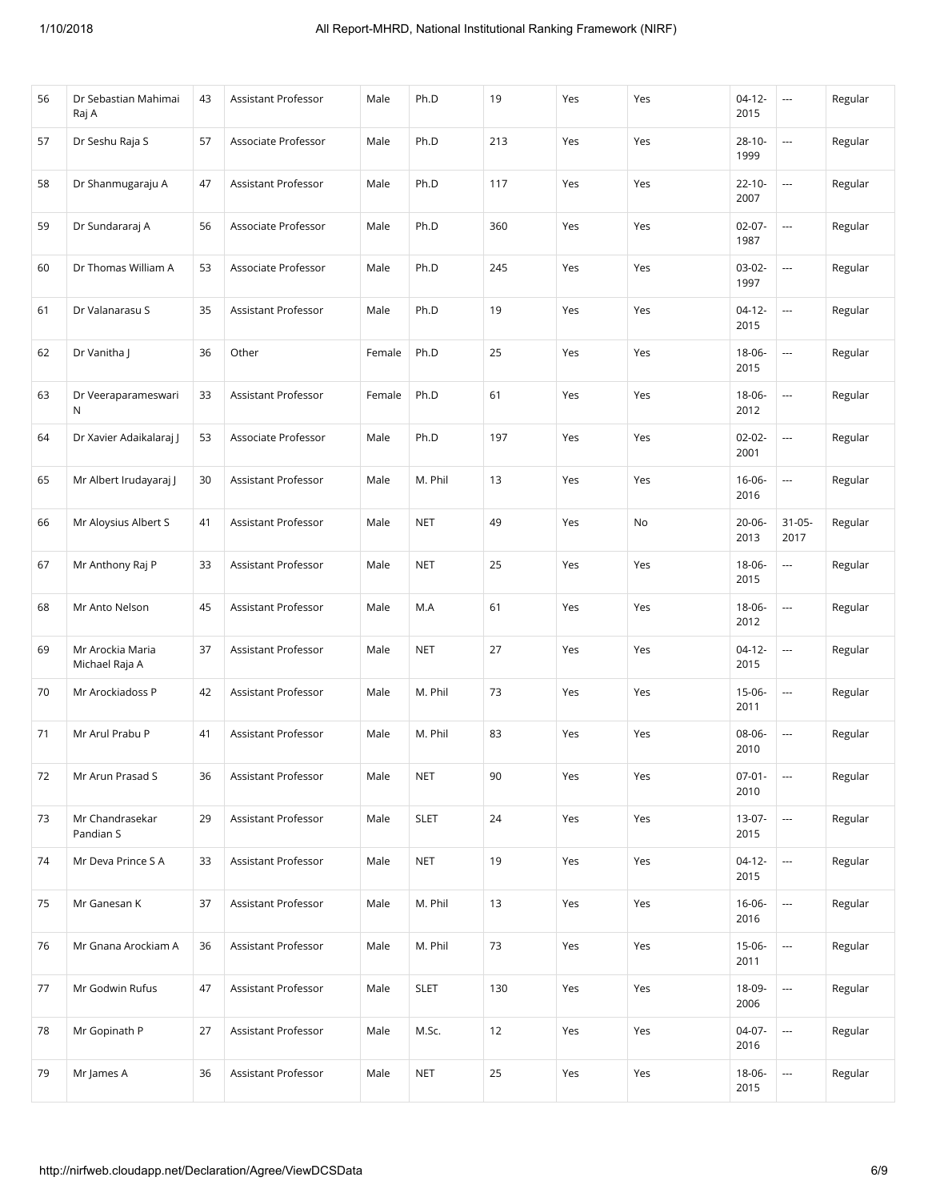| 56 | Dr Sebastian Mahimai Raj A | 43 | Assistant Professor | Male | Ph.D | 19 | Yes | Yes | 04-12-2015 | --- | Regular |
|---|---|---|---|---|---|---|---|---|---|---|---|
| 57 | Dr Seshu Raja S | 57 | Associate Professor | Male | Ph.D | 213 | Yes | Yes | 28-10-1999 | --- | Regular |
| 58 | Dr Shanmugaraju A | 47 | Assistant Professor | Male | Ph.D | 117 | Yes | Yes | 22-10-2007 | --- | Regular |
| 59 | Dr Sundararaj A | 56 | Associate Professor | Male | Ph.D | 360 | Yes | Yes | 02-07-1987 | --- | Regular |
| 60 | Dr Thomas William A | 53 | Associate Professor | Male | Ph.D | 245 | Yes | Yes | 03-02-1997 | --- | Regular |
| 61 | Dr Valanarasu S | 35 | Assistant Professor | Male | Ph.D | 19 | Yes | Yes | 04-12-2015 | --- | Regular |
| 62 | Dr Vanitha J | 36 | Other | Female | Ph.D | 25 | Yes | Yes | 18-06-2015 | --- | Regular |
| 63 | Dr Veeraparameswari N | 33 | Assistant Professor | Female | Ph.D | 61 | Yes | Yes | 18-06-2012 | --- | Regular |
| 64 | Dr Xavier Adaikalaraj J | 53 | Associate Professor | Male | Ph.D | 197 | Yes | Yes | 02-02-2001 | --- | Regular |
| 65 | Mr Albert Irudayaraj J | 30 | Assistant Professor | Male | M. Phil | 13 | Yes | Yes | 16-06-2016 | --- | Regular |
| 66 | Mr Aloysius Albert S | 41 | Assistant Professor | Male | NET | 49 | Yes | No | 20-06-2013 | 31-05-2017 | Regular |
| 67 | Mr Anthony Raj P | 33 | Assistant Professor | Male | NET | 25 | Yes | Yes | 18-06-2015 | --- | Regular |
| 68 | Mr Anto Nelson | 45 | Assistant Professor | Male | M.A | 61 | Yes | Yes | 18-06-2012 | --- | Regular |
| 69 | Mr Arockia Maria Michael Raja A | 37 | Assistant Professor | Male | NET | 27 | Yes | Yes | 04-12-2015 | --- | Regular |
| 70 | Mr Arockiadoss P | 42 | Assistant Professor | Male | M. Phil | 73 | Yes | Yes | 15-06-2011 | --- | Regular |
| 71 | Mr Arul Prabu P | 41 | Assistant Professor | Male | M. Phil | 83 | Yes | Yes | 08-06-2010 | --- | Regular |
| 72 | Mr Arun Prasad S | 36 | Assistant Professor | Male | NET | 90 | Yes | Yes | 07-01-2010 | --- | Regular |
| 73 | Mr Chandrasekar Pandian S | 29 | Assistant Professor | Male | SLET | 24 | Yes | Yes | 13-07-2015 | --- | Regular |
| 74 | Mr Deva Prince S A | 33 | Assistant Professor | Male | NET | 19 | Yes | Yes | 04-12-2015 | --- | Regular |
| 75 | Mr Ganesan K | 37 | Assistant Professor | Male | M. Phil | 13 | Yes | Yes | 16-06-2016 | --- | Regular |
| 76 | Mr Gnana Arockiam A | 36 | Assistant Professor | Male | M. Phil | 73 | Yes | Yes | 15-06-2011 | --- | Regular |
| 77 | Mr Godwin Rufus | 47 | Assistant Professor | Male | SLET | 130 | Yes | Yes | 18-09-2006 | --- | Regular |
| 78 | Mr Gopinath P | 27 | Assistant Professor | Male | M.Sc. | 12 | Yes | Yes | 04-07-2016 | --- | Regular |
| 79 | Mr James A | 36 | Assistant Professor | Male | NET | 25 | Yes | Yes | 18-06-2015 | --- | Regular |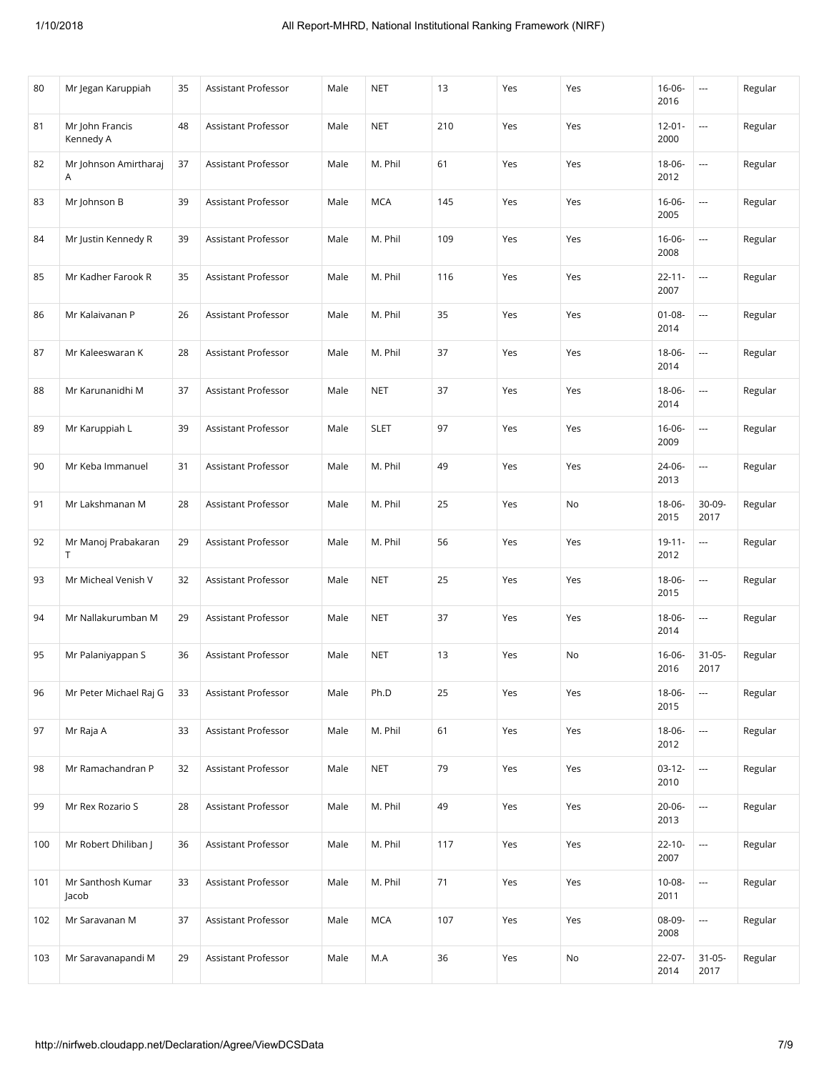| 80 | Mr Jegan Karuppiah | 35 | Assistant Professor | Male | NET | 13 | Yes | Yes | 16-06-2016 | --- | Regular |
|---|---|---|---|---|---|---|---|---|---|---|---|
| 81 | Mr John Francis Kennedy A | 48 | Assistant Professor | Male | NET | 210 | Yes | Yes | 12-01-2000 | --- | Regular |
| 82 | Mr Johnson Amirtharaj A | 37 | Assistant Professor | Male | M. Phil | 61 | Yes | Yes | 18-06-2012 | --- | Regular |
| 83 | Mr Johnson B | 39 | Assistant Professor | Male | MCA | 145 | Yes | Yes | 16-06-2005 | --- | Regular |
| 84 | Mr Justin Kennedy R | 39 | Assistant Professor | Male | M. Phil | 109 | Yes | Yes | 16-06-2008 | --- | Regular |
| 85 | Mr Kadher Farook R | 35 | Assistant Professor | Male | M. Phil | 116 | Yes | Yes | 22-11-2007 | --- | Regular |
| 86 | Mr Kalaivanan P | 26 | Assistant Professor | Male | M. Phil | 35 | Yes | Yes | 01-08-2014 | --- | Regular |
| 87 | Mr Kaleeswaran K | 28 | Assistant Professor | Male | M. Phil | 37 | Yes | Yes | 18-06-2014 | --- | Regular |
| 88 | Mr Karunanidhi M | 37 | Assistant Professor | Male | NET | 37 | Yes | Yes | 18-06-2014 | --- | Regular |
| 89 | Mr Karuppiah L | 39 | Assistant Professor | Male | SLET | 97 | Yes | Yes | 16-06-2009 | --- | Regular |
| 90 | Mr Keba Immanuel | 31 | Assistant Professor | Male | M. Phil | 49 | Yes | Yes | 24-06-2013 | --- | Regular |
| 91 | Mr Lakshmanan M | 28 | Assistant Professor | Male | M. Phil | 25 | Yes | No | 18-06-2015 | 30-09-2017 | Regular |
| 92 | Mr Manoj Prabakaran T | 29 | Assistant Professor | Male | M. Phil | 56 | Yes | Yes | 19-11-2012 | --- | Regular |
| 93 | Mr Micheal Venish V | 32 | Assistant Professor | Male | NET | 25 | Yes | Yes | 18-06-2015 | --- | Regular |
| 94 | Mr Nallakurumban M | 29 | Assistant Professor | Male | NET | 37 | Yes | Yes | 18-06-2014 | --- | Regular |
| 95 | Mr Palaniyappan S | 36 | Assistant Professor | Male | NET | 13 | Yes | No | 16-06-2016 | 31-05-2017 | Regular |
| 96 | Mr Peter Michael Raj G | 33 | Assistant Professor | Male | Ph.D | 25 | Yes | Yes | 18-06-2015 | --- | Regular |
| 97 | Mr Raja A | 33 | Assistant Professor | Male | M. Phil | 61 | Yes | Yes | 18-06-2012 | --- | Regular |
| 98 | Mr Ramachandran P | 32 | Assistant Professor | Male | NET | 79 | Yes | Yes | 03-12-2010 | --- | Regular |
| 99 | Mr Rex Rozario S | 28 | Assistant Professor | Male | M. Phil | 49 | Yes | Yes | 20-06-2013 | --- | Regular |
| 100 | Mr Robert Dhiliban J | 36 | Assistant Professor | Male | M. Phil | 117 | Yes | Yes | 22-10-2007 | --- | Regular |
| 101 | Mr Santhosh Kumar Jacob | 33 | Assistant Professor | Male | M. Phil | 71 | Yes | Yes | 10-08-2011 | --- | Regular |
| 102 | Mr Saravanan M | 37 | Assistant Professor | Male | MCA | 107 | Yes | Yes | 08-09-2008 | --- | Regular |
| 103 | Mr Saravanapandi M | 29 | Assistant Professor | Male | M.A | 36 | Yes | No | 22-07-2014 | 31-05-2017 | Regular |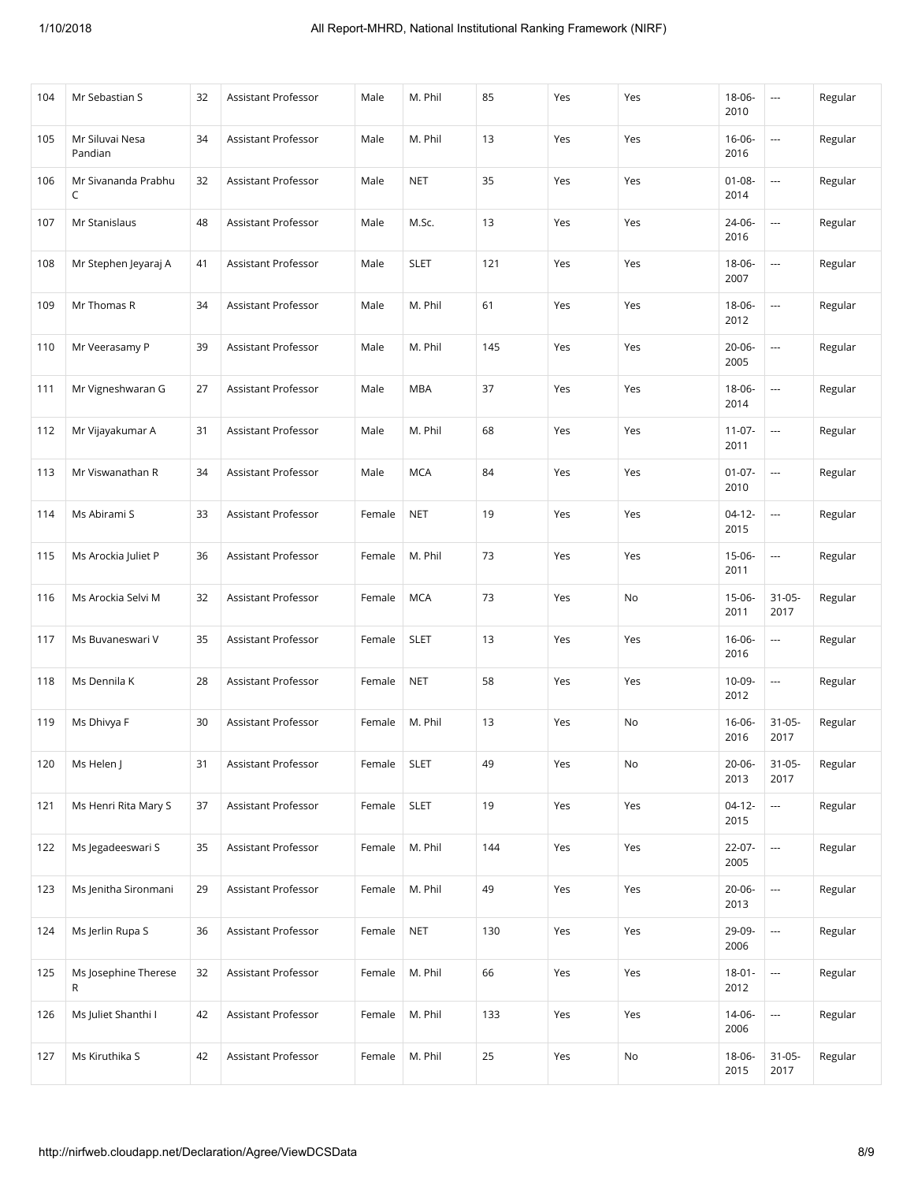| 104 | Mr Sebastian S | 32 | Assistant Professor | Male | M. Phil | 85 | Yes | Yes | 18-06-2010 | --- | Regular |
|---|---|---|---|---|---|---|---|---|---|---|---|
| 105 | Mr Siluvai Nesa Pandian | 34 | Assistant Professor | Male | M. Phil | 13 | Yes | Yes | 16-06-2016 | --- | Regular |
| 106 | Mr Sivananda Prabhu C | 32 | Assistant Professor | Male | NET | 35 | Yes | Yes | 01-08-2014 | --- | Regular |
| 107 | Mr Stanislaus | 48 | Assistant Professor | Male | M.Sc. | 13 | Yes | Yes | 24-06-2016 | --- | Regular |
| 108 | Mr Stephen Jeyaraj A | 41 | Assistant Professor | Male | SLET | 121 | Yes | Yes | 18-06-2007 | --- | Regular |
| 109 | Mr Thomas R | 34 | Assistant Professor | Male | M. Phil | 61 | Yes | Yes | 18-06-2012 | --- | Regular |
| 110 | Mr Veerasamy P | 39 | Assistant Professor | Male | M. Phil | 145 | Yes | Yes | 20-06-2005 | --- | Regular |
| 111 | Mr Vigneshwaran G | 27 | Assistant Professor | Male | MBA | 37 | Yes | Yes | 18-06-2014 | --- | Regular |
| 112 | Mr Vijayakumar A | 31 | Assistant Professor | Male | M. Phil | 68 | Yes | Yes | 11-07-2011 | --- | Regular |
| 113 | Mr Viswanathan R | 34 | Assistant Professor | Male | MCA | 84 | Yes | Yes | 01-07-2010 | --- | Regular |
| 114 | Ms Abirami S | 33 | Assistant Professor | Female | NET | 19 | Yes | Yes | 04-12-2015 | --- | Regular |
| 115 | Ms Arockia Juliet P | 36 | Assistant Professor | Female | M. Phil | 73 | Yes | Yes | 15-06-2011 | --- | Regular |
| 116 | Ms Arockia Selvi M | 32 | Assistant Professor | Female | MCA | 73 | Yes | No | 15-06-2011 | 31-05-2017 | Regular |
| 117 | Ms Buvaneswari V | 35 | Assistant Professor | Female | SLET | 13 | Yes | Yes | 16-06-2016 | --- | Regular |
| 118 | Ms Dennila K | 28 | Assistant Professor | Female | NET | 58 | Yes | Yes | 10-09-2012 | --- | Regular |
| 119 | Ms Dhivya F | 30 | Assistant Professor | Female | M. Phil | 13 | Yes | No | 16-06-2016 | 31-05-2017 | Regular |
| 120 | Ms Helen J | 31 | Assistant Professor | Female | SLET | 49 | Yes | No | 20-06-2013 | 31-05-2017 | Regular |
| 121 | Ms Henri Rita Mary S | 37 | Assistant Professor | Female | SLET | 19 | Yes | Yes | 04-12-2015 | --- | Regular |
| 122 | Ms Jegadeeswari S | 35 | Assistant Professor | Female | M. Phil | 144 | Yes | Yes | 22-07-2005 | --- | Regular |
| 123 | Ms Jenitha Sironmani | 29 | Assistant Professor | Female | M. Phil | 49 | Yes | Yes | 20-06-2013 | --- | Regular |
| 124 | Ms Jerlin Rupa S | 36 | Assistant Professor | Female | NET | 130 | Yes | Yes | 29-09-2006 | --- | Regular |
| 125 | Ms Josephine Therese R | 32 | Assistant Professor | Female | M. Phil | 66 | Yes | Yes | 18-01-2012 | --- | Regular |
| 126 | Ms Juliet Shanthi I | 42 | Assistant Professor | Female | M. Phil | 133 | Yes | Yes | 14-06-2006 | --- | Regular |
| 127 | Ms Kiruthika S | 42 | Assistant Professor | Female | M. Phil | 25 | Yes | No | 18-06-2015 | 31-05-2017 | Regular |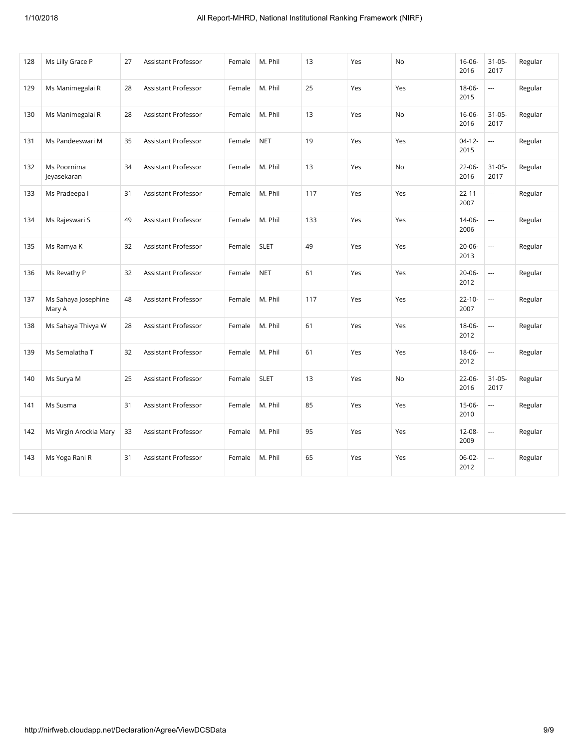| | | | | | | | | | | | |
|---|---|---|---|---|---|---|---|---|---|---|---|
| 128 | Ms Lilly Grace P | 27 | Assistant Professor | Female | M. Phil | 13 | Yes | No | 16-06-2016 | 31-05-2017 | Regular |
| 129 | Ms Manimegalai R | 28 | Assistant Professor | Female | M. Phil | 25 | Yes | Yes | 18-06-2015 | --- | Regular |
| 130 | Ms Manimegalai R | 28 | Assistant Professor | Female | M. Phil | 13 | Yes | No | 16-06-2016 | 31-05-2017 | Regular |
| 131 | Ms Pandeeswari M | 35 | Assistant Professor | Female | NET | 19 | Yes | Yes | 04-12-2015 | --- | Regular |
| 132 | Ms Poornima Jeyasekaran | 34 | Assistant Professor | Female | M. Phil | 13 | Yes | No | 22-06-2016 | 31-05-2017 | Regular |
| 133 | Ms Pradeepa I | 31 | Assistant Professor | Female | M. Phil | 117 | Yes | Yes | 22-11-2007 | --- | Regular |
| 134 | Ms Rajeswari S | 49 | Assistant Professor | Female | M. Phil | 133 | Yes | Yes | 14-06-2006 | --- | Regular |
| 135 | Ms Ramya K | 32 | Assistant Professor | Female | SLET | 49 | Yes | Yes | 20-06-2013 | --- | Regular |
| 136 | Ms Revathy P | 32 | Assistant Professor | Female | NET | 61 | Yes | Yes | 20-06-2012 | --- | Regular |
| 137 | Ms Sahaya Josephine Mary A | 48 | Assistant Professor | Female | M. Phil | 117 | Yes | Yes | 22-10-2007 | --- | Regular |
| 138 | Ms Sahaya Thivya W | 28 | Assistant Professor | Female | M. Phil | 61 | Yes | Yes | 18-06-2012 | --- | Regular |
| 139 | Ms Semalatha T | 32 | Assistant Professor | Female | M. Phil | 61 | Yes | Yes | 18-06-2012 | --- | Regular |
| 140 | Ms Surya M | 25 | Assistant Professor | Female | SLET | 13 | Yes | No | 22-06-2016 | 31-05-2017 | Regular |
| 141 | Ms Susma | 31 | Assistant Professor | Female | M. Phil | 85 | Yes | Yes | 15-06-2010 | --- | Regular |
| 142 | Ms Virgin Arockia Mary | 33 | Assistant Professor | Female | M. Phil | 95 | Yes | Yes | 12-08-2009 | --- | Regular |
| 143 | Ms Yoga Rani R | 31 | Assistant Professor | Female | M. Phil | 65 | Yes | Yes | 06-02-2012 | --- | Regular |